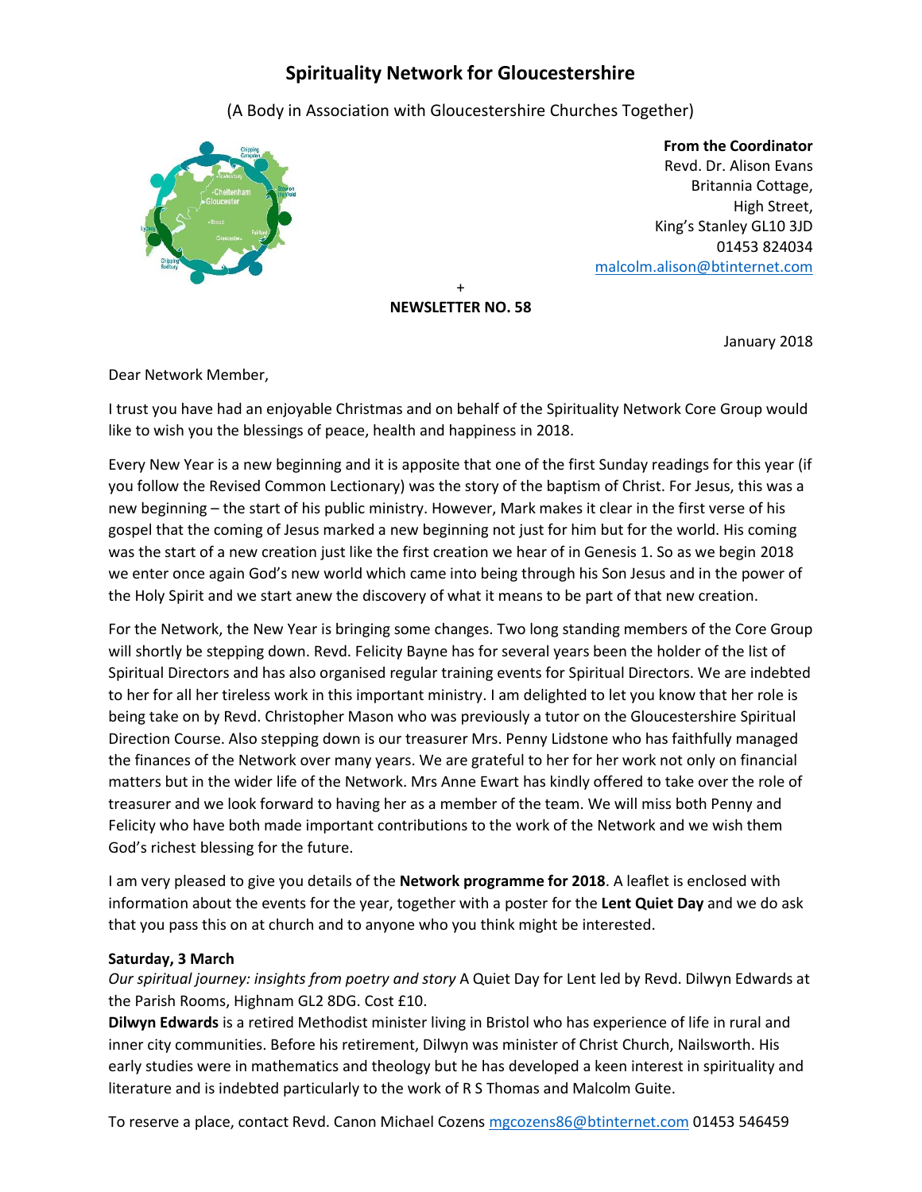# Spirituality Network for Gloucestershire

(A Body in Association with Gloucestershire Churches Together)

**From the Coordinator**
Revd. Dr. Alison Evans
Britannia Cottage,
High Street,
King's Stanley GL10 3JD
01453 824034
malcolm.alison@btinternet.com

+

**NEWSLETTER NO. 58**

January 2018

Dear Network Member,

I trust you have had an enjoyable Christmas and on behalf of the Spirituality Network Core Group would like to wish you the blessings of peace, health and happiness in 2018.

Every New Year is a new beginning and it is apposite that one of the first Sunday readings for this year (if you follow the Revised Common Lectionary) was the story of the baptism of Christ. For Jesus, this was a new beginning – the start of his public ministry. However, Mark makes it clear in the first verse of his gospel that the coming of Jesus marked a new beginning not just for him but for the world. His coming was the start of a new creation just like the first creation we hear of in Genesis 1. So as we begin 2018 we enter once again God's new world which came into being through his Son Jesus and in the power of the Holy Spirit and we start anew the discovery of what it means to be part of that new creation.

For the Network, the New Year is bringing some changes. Two long standing members of the Core Group will shortly be stepping down. Revd. Felicity Bayne has for several years been the holder of the list of Spiritual Directors and has also organised regular training events for Spiritual Directors. We are indebted to her for all her tireless work in this important ministry. I am delighted to let you know that her role is being take on by Revd. Christopher Mason who was previously a tutor on the Gloucestershire Spiritual Direction Course. Also stepping down is our treasurer Mrs. Penny Lidstone who has faithfully managed the finances of the Network over many years. We are grateful to her for her work not only on financial matters but in the wider life of the Network. Mrs Anne Ewart has kindly offered to take over the role of treasurer and we look forward to having her as a member of the team. We will miss both Penny and Felicity who have both made important contributions to the work of the Network and we wish them God's richest blessing for the future.

I am very pleased to give you details of the **Network programme for 2018**. A leaflet is enclosed with information about the events for the year, together with a poster for the **Lent Quiet Day** and we do ask that you pass this on at church and to anyone who you think might be interested.

**Saturday, 3 March**
*Our spiritual journey: insights from poetry and story* A Quiet Day for Lent led by Revd. Dilwyn Edwards at the Parish Rooms, Highnam GL2 8DG. Cost £10.
**Dilwyn Edwards** is a retired Methodist minister living in Bristol who has experience of life in rural and inner city communities. Before his retirement, Dilwyn was minister of Christ Church, Nailsworth. His early studies were in mathematics and theology but he has developed a keen interest in spirituality and literature and is indebted particularly to the work of R S Thomas and Malcolm Guite.

To reserve a place, contact Revd. Canon Michael Cozens mgcozens86@btinternet.com 01453 546459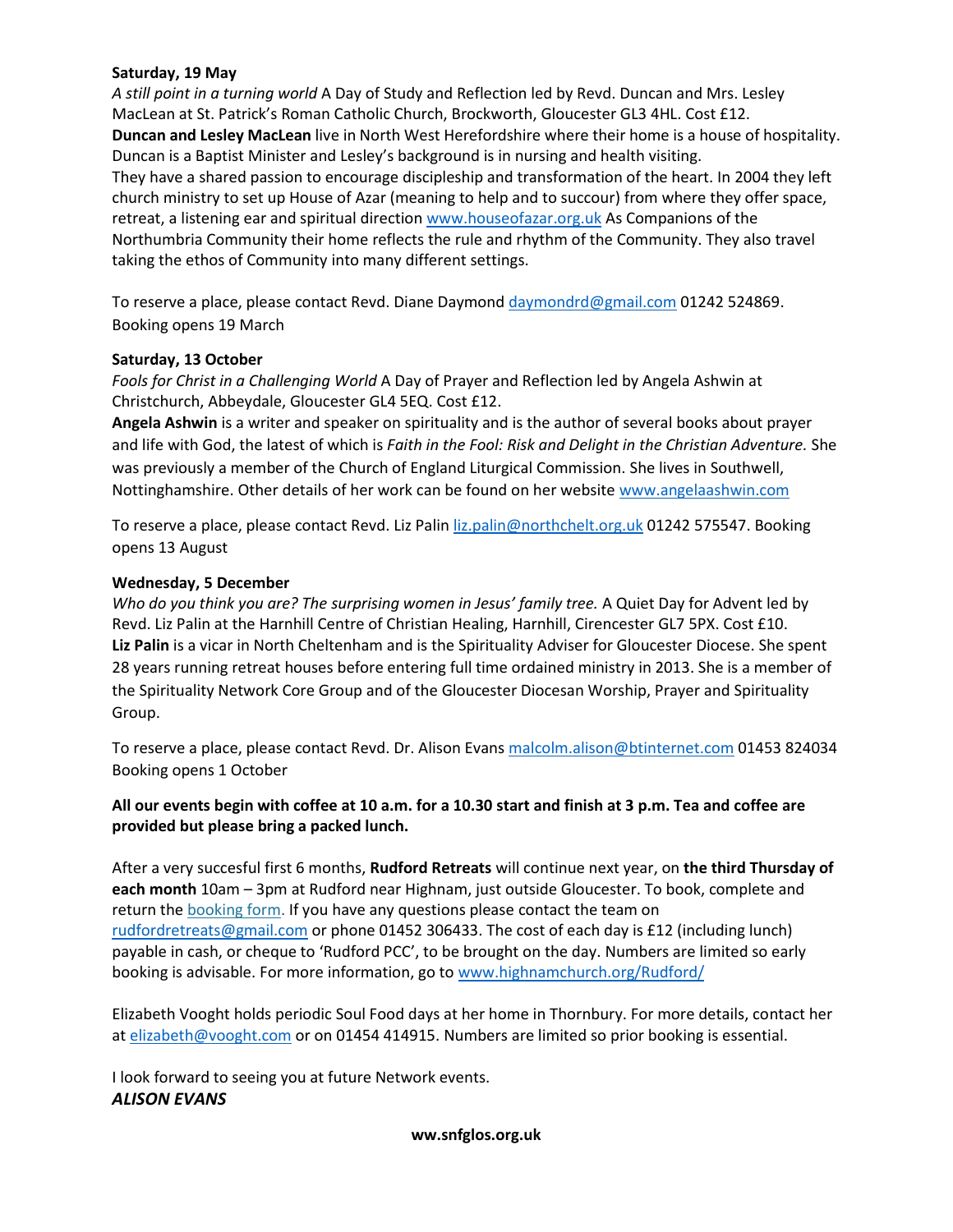**Saturday, 19 May**
*A still point in a turning world* A Day of Study and Reflection led by Revd. Duncan and Mrs. Lesley MacLean at St. Patrick's Roman Catholic Church, Brockworth, Gloucester GL3 4HL. Cost £12.
**Duncan and Lesley MacLean** live in North West Herefordshire where their home is a house of hospitality. Duncan is a Baptist Minister and Lesley's background is in nursing and health visiting.
They have a shared passion to encourage discipleship and transformation of the heart. In 2004 they left church ministry to set up House of Azar (meaning to help and to succour) from where they offer space, retreat, a listening ear and spiritual direction [www.houseofazar.org.uk](www.houseofazar.org.uk) As Companions of the Northumbria Community their home reflects the rule and rhythm of the Community. They also travel taking the ethos of Community into many different settings.

To reserve a place, please contact Revd. Diane Daymond [daymondrd@gmail.com](mailto:daymondrd@gmail.com) 01242 524869. Booking opens 19 March

**Saturday, 13 October**
*Fools for Christ in a Challenging World* A Day of Prayer and Reflection led by Angela Ashwin at Christchurch, Abbeydale, Gloucester GL4 5EQ. Cost £12.
**Angela Ashwin** is a writer and speaker on spirituality and is the author of several books about prayer and life with God, the latest of which is *Faith in the Fool: Risk and Delight in the Christian Adventure.* She was previously a member of the Church of England Liturgical Commission. She lives in Southwell, Nottinghamshire. Other details of her work can be found on her website [www.angelaashwin.com](www.angelaashwin.com)

To reserve a place, please contact Revd. Liz Palin [liz.palin@northchelt.org.uk](mailto:liz.palin@northchelt.org.uk) 01242 575547. Booking opens 13 August

**Wednesday, 5 December**
*Who do you think you are? The surprising women in Jesus' family tree.* A Quiet Day for Advent led by Revd. Liz Palin at the Harnhill Centre of Christian Healing, Harnhill, Cirencester GL7 5PX. Cost £10.
**Liz Palin** is a vicar in North Cheltenham and is the Spirituality Adviser for Gloucester Diocese. She spent 28 years running retreat houses before entering full time ordained ministry in 2013. She is a member of the Spirituality Network Core Group and of the Gloucester Diocesan Worship, Prayer and Spirituality Group.

To reserve a place, please contact Revd. Dr. Alison Evans [malcolm.alison@btinternet.com](mailto:malcolm.alison@btinternet.com) 01453 824034 Booking opens 1 October

**All our events begin with coffee at 10 a.m. for a 10.30 start and finish at 3 p.m. Tea and coffee are provided but please bring a packed lunch.**

After a very succesful first 6 months, **Rudford Retreats** will continue next year, on **the third Thursday of each month** 10am – 3pm at Rudford near Highnam, just outside Gloucester. To book, complete and return the booking form. If you have any questions please contact the team on [rudfordretreats@gmail.com](mailto:rudfordretreats@gmail.com) or phone 01452 306433. The cost of each day is £12 (including lunch) payable in cash, or cheque to 'Rudford PCC', to be brought on the day. Numbers are limited so early booking is advisable. For more information, go to [www.highnamchurch.org/Rudford/](www.highnamchurch.org/Rudford/)

Elizabeth Vooght holds periodic Soul Food days at her home in Thornbury. For more details, contact her at [elizabeth@vooght.com](mailto:elizabeth@vooght.com) or on 01454 414915. Numbers are limited so prior booking is essential.

I look forward to seeing you at future Network events.
***ALISON EVANS***

**ww.snfglos.org.uk**